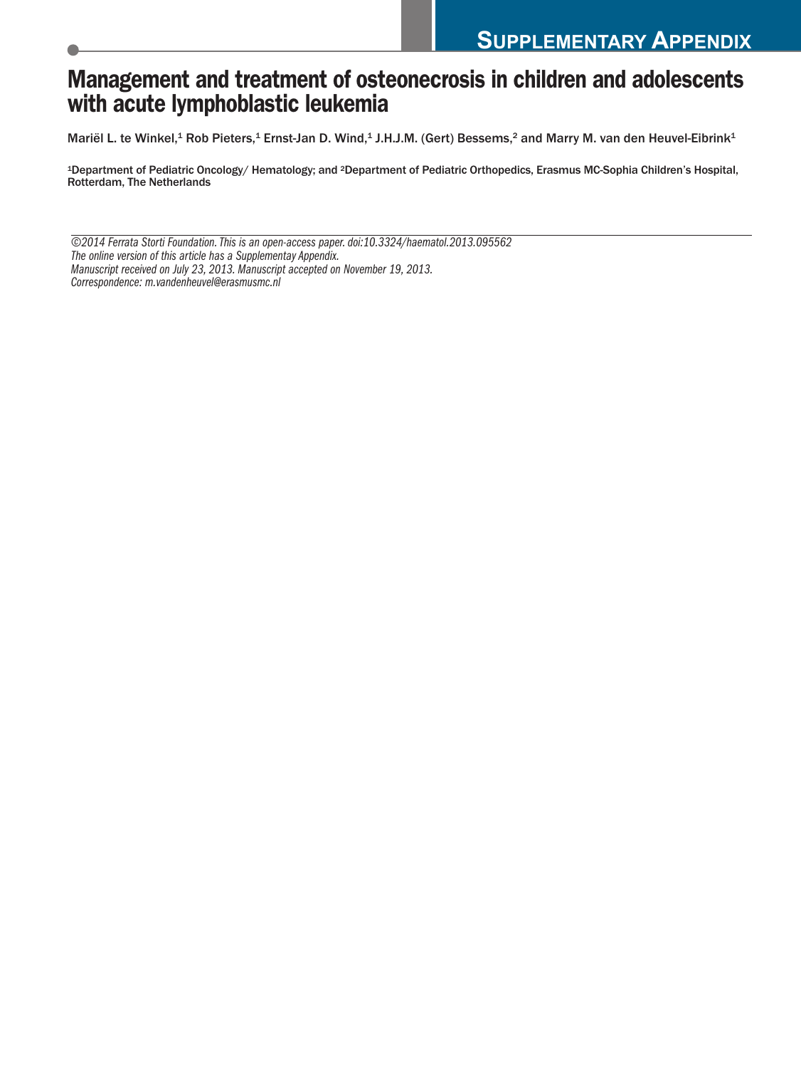**SUPPLEMENTARY APPENDIX**

# Management and treatment of osteonecrosis in children and adolescents with acute lymphoblastic leukemia

Mariël L. te Winkel,[1] Rob Pieters,[1] Ernst-Jan D. Wind,[1] J.H.J.M. (Gert) Bessems,[2] and Marry M. van den Heuvel-Eibrink[1]

[1]Department of Pediatric Oncology/ Hematology; and [2]Department of Pediatric Orthopedics, Erasmus MC-Sophia Children's Hospital, Rotterdam, The Netherlands

*©2014 Ferrata Storti Foundation. This is an open-access paper. doi:10.3324/haematol.2013.095562*
*The online version of this article has a Supplementay Appendix.*
*Manuscript received on July 23, 2013. Manuscript accepted on November 19, 2013.*
*Correspondence: m.vandenheuvel@erasmusmc.nl*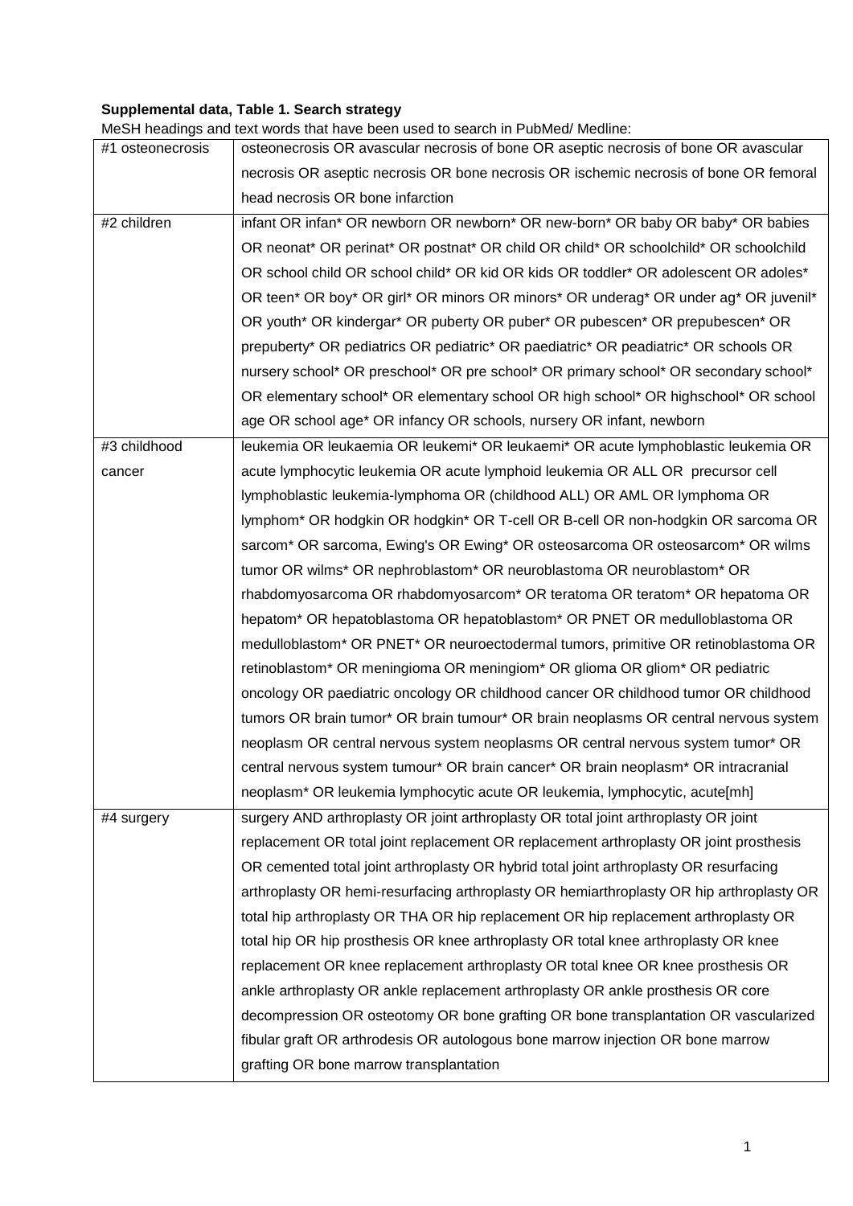**Supplemental data, Table 1. Search strategy**

MeSH headings and text words that have been used to search in PubMed/ Medline:

| | |
|---|---|
| #1 osteonecrosis | osteonecrosis OR avascular necrosis of bone OR aseptic necrosis of bone OR avascular necrosis OR aseptic necrosis OR bone necrosis OR ischemic necrosis of bone OR femoral head necrosis OR bone infarction |
| #2 children | infant OR infan* OR newborn OR newborn* OR new-born* OR baby OR baby* OR babies OR neonat* OR perinat* OR postnat* OR child OR child* OR schoolchild* OR schoolchild OR school child OR school child* OR kid OR kids OR toddler* OR adolescent OR adoles* OR teen* OR boy* OR girl* OR minors OR minors* OR underag* OR under ag* OR juvenil* OR youth* OR kindergar* OR puberty OR puber* OR pubescen* OR prepubescen* OR prepuberty* OR pediatrics OR pediatric* OR paediatric* OR peadiatric* OR schools OR nursery school* OR preschool* OR pre school* OR primary school* OR secondary school* OR elementary school* OR elementary school OR high school* OR highschool* OR school age OR school age* OR infancy OR schools, nursery OR infant, newborn |
| #3 childhood cancer | leukemia OR leukaemia OR leukemi* OR leukaemi* OR acute lymphoblastic leukemia OR acute lymphocytic leukemia OR acute lymphoid leukemia OR ALL OR precursor cell lymphoblastic leukemia-lymphoma OR (childhood ALL) OR AML OR lymphoma OR lymphom* OR hodgkin OR hodgkin* OR T-cell OR B-cell OR non-hodgkin OR sarcoma OR sarcom* OR sarcoma, Ewing's OR Ewing* OR osteosarcoma OR osteosarcom* OR wilms tumor OR wilms* OR nephroblastom* OR neuroblastoma OR neuroblastom* OR rhabdomyosarcoma OR rhabdomyosarcom* OR teratoma OR teratom* OR hepatoma OR hepatom* OR hepatoblastoma OR hepatoblastom* OR PNET OR medulloblastoma OR medulloblastom* OR PNET* OR neuroectodermal tumors, primitive OR retinoblastoma OR retinoblastom* OR meningioma OR meningiom* OR glioma OR gliom* OR pediatric oncology OR paediatric oncology OR childhood cancer OR childhood tumor OR childhood tumors OR brain tumor* OR brain tumour* OR brain neoplasms OR central nervous system neoplasm OR central nervous system neoplasms OR central nervous system tumor* OR central nervous system tumour* OR brain cancer* OR brain neoplasm* OR intracranial neoplasm* OR leukemia lymphocytic acute OR leukemia, lymphocytic, acute[mh] |
| #4 surgery | surgery AND arthroplasty OR joint arthroplasty OR total joint arthroplasty OR joint replacement OR total joint replacement OR replacement arthroplasty OR joint prosthesis OR cemented total joint arthroplasty OR hybrid total joint arthroplasty OR resurfacing arthroplasty OR hemi-resurfacing arthroplasty OR hemiarthroplasty OR hip arthroplasty OR total hip arthroplasty OR THA OR hip replacement OR hip replacement arthroplasty OR total hip OR hip prosthesis OR knee arthroplasty OR total knee arthroplasty OR knee replacement OR knee replacement arthroplasty OR total knee OR knee prosthesis OR ankle arthroplasty OR ankle replacement arthroplasty OR ankle prosthesis OR core decompression OR osteotomy OR bone grafting OR bone transplantation OR vascularized fibular graft OR arthrodesis OR autologous bone marrow injection OR bone marrow grafting OR bone marrow transplantation |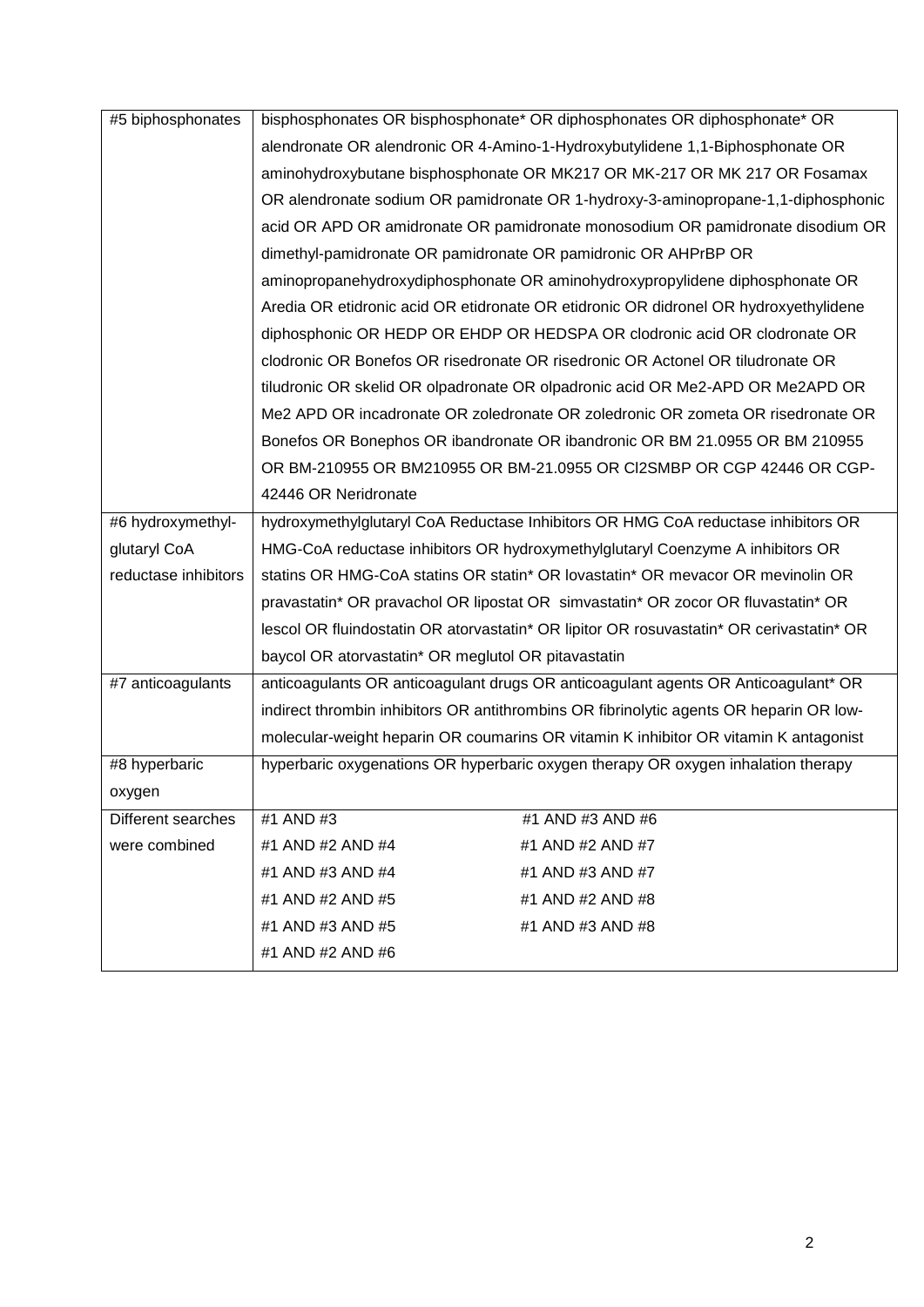| | |
|---|---|
| #5 biphosphonates | bisphosphonates OR bisphosphonate* OR diphosphonates OR diphosphonate* OR alendronate OR alendronic OR 4-Amino-1-Hydroxybutylidene 1,1-Biphosphonate OR aminohydroxybutane bisphosphonate OR MK217 OR MK-217 OR MK 217 OR Fosamax OR alendronate sodium OR pamidronate OR 1-hydroxy-3-aminopropane-1,1-diphosphonic acid OR APD OR amidronate OR pamidronate monosodium OR pamidronate disodium OR dimethyl-pamidronate OR pamidronate OR pamidronic OR AHPrBP OR aminopropanehydroxydiphosphonate OR aminohydroxypropylidene diphosphonate OR Aredia OR etidronic acid OR etidronate OR etidronic OR didronel OR hydroxyethylidene diphosphonic OR HEDP OR EHDP OR HEDSPA OR clodronic acid OR clodronate OR clodronic OR Bonefos OR risedronate OR risedronic OR Actonel OR tiludronate OR tiludronic OR skelid OR olpadronate OR olpadronic acid OR Me2-APD OR Me2APD OR Me2 APD OR incadronate OR zoledronate OR zoledronic OR zometa OR risedronate OR Bonefos OR Bonephos OR ibandronate OR ibandronic OR BM 21.0955 OR BM 210955 OR BM-210955 OR BM210955 OR BM-21.0955 OR Cl2SMBP OR CGP 42446 OR CGP-42446 OR Neridronate |
| #6 hydroxymethyl-glutaryl CoA reductase inhibitors | hydroxymethylglutaryl CoA Reductase Inhibitors OR HMG CoA reductase inhibitors OR HMG-CoA reductase inhibitors OR hydroxymethylglutaryl Coenzyme A inhibitors OR statins OR HMG-CoA statins OR statin* OR lovastatin* OR mevacor OR mevinolin OR pravastatin* OR pravachol OR lipostat OR simvastatin* OR zocor OR fluvastatin* OR lescol OR fluindostatin OR atorvastatin* OR lipitor OR rosuvastatin* OR cerivastatin* OR baycol OR atorvastatin* OR meglutol OR pitavastatin |
| #7 anticoagulants | anticoagulants OR anticoagulant drugs OR anticoagulant agents OR Anticoagulant* OR indirect thrombin inhibitors OR antithrombins OR fibrinolytic agents OR heparin OR low-molecular-weight heparin OR coumarins OR vitamin K inhibitor OR vitamin K antagonist |
| #8 hyperbaric oxygen | hyperbaric oxygenations OR hyperbaric oxygen therapy OR oxygen inhalation therapy |
| Different searches were combined | #1 AND #3<br>#1 AND #2 AND #4<br>#1 AND #3 AND #4<br>#1 AND #2 AND #5<br>#1 AND #3 AND #5<br>#1 AND #2 AND #6<br>#1 AND #3 AND #6<br>#1 AND #2 AND #7<br>#1 AND #3 AND #7<br>#1 AND #2 AND #8<br>#1 AND #3 AND #8 |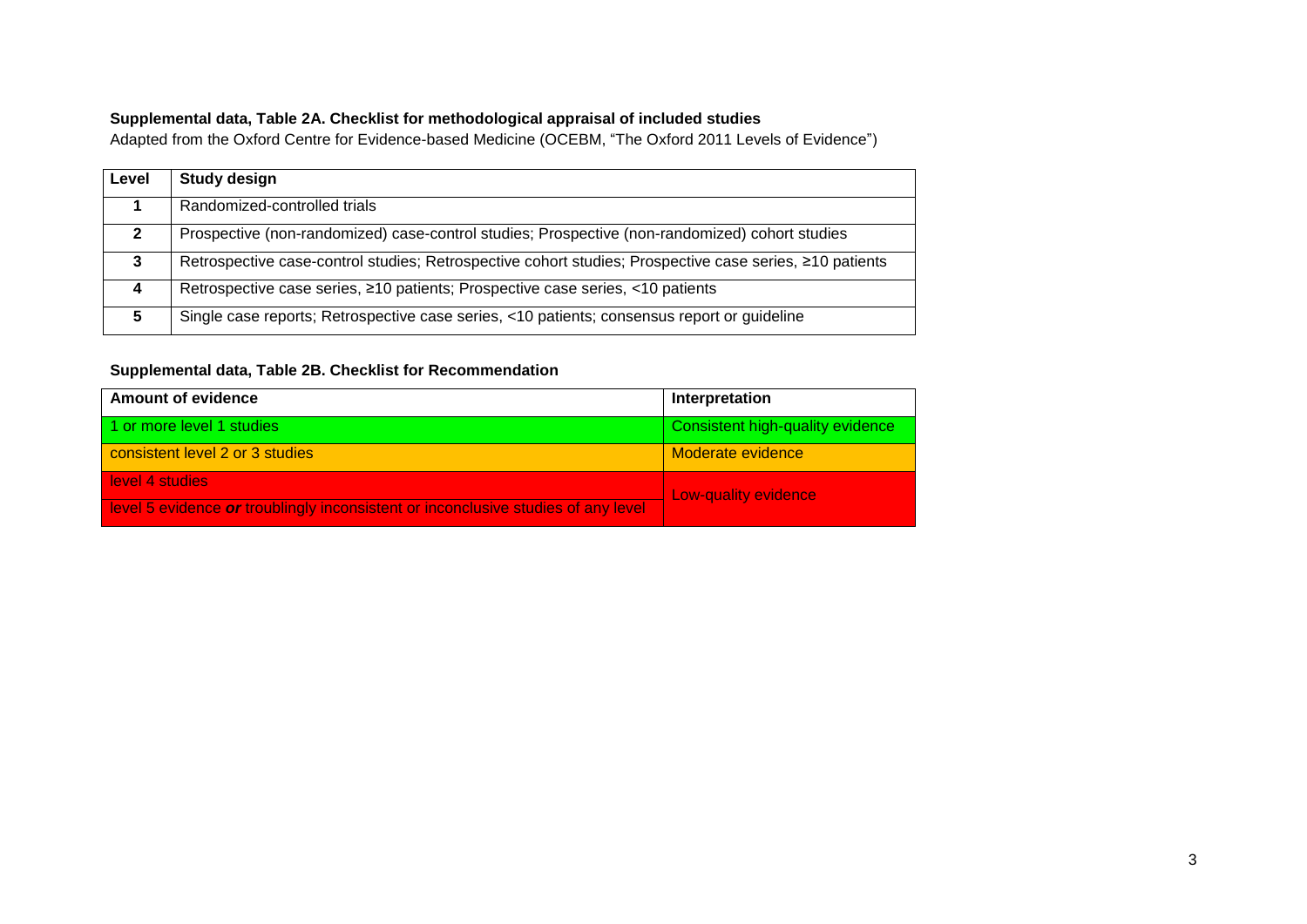**Supplemental data, Table 2A. Checklist for methodological appraisal of included studies**

Adapted from the Oxford Centre for Evidence-based Medicine (OCEBM, "The Oxford 2011 Levels of Evidence")

| Level | Study design |
|---|---|
| 1 | Randomized-controlled trials |
| 2 | Prospective (non-randomized) case-control studies; Prospective (non-randomized) cohort studies |
| 3 | Retrospective case-control studies; Retrospective cohort studies; Prospective case series, ≥10 patients |
| 4 | Retrospective case series, ≥10 patients; Prospective case series, <10 patients |
| 5 | Single case reports; Retrospective case series, <10 patients; consensus report or guideline |

**Supplemental data, Table 2B. Checklist for Recommendation**

| Amount of evidence | Interpretation |
|---|---|
| 1 or more level 1 studies | Consistent high-quality evidence |
| consistent level 2 or 3 studies | Moderate evidence |
| level 4 studies | Low-quality evidence |
| level 5 evidence ***or*** troublingly inconsistent or inconclusive studies of any level | |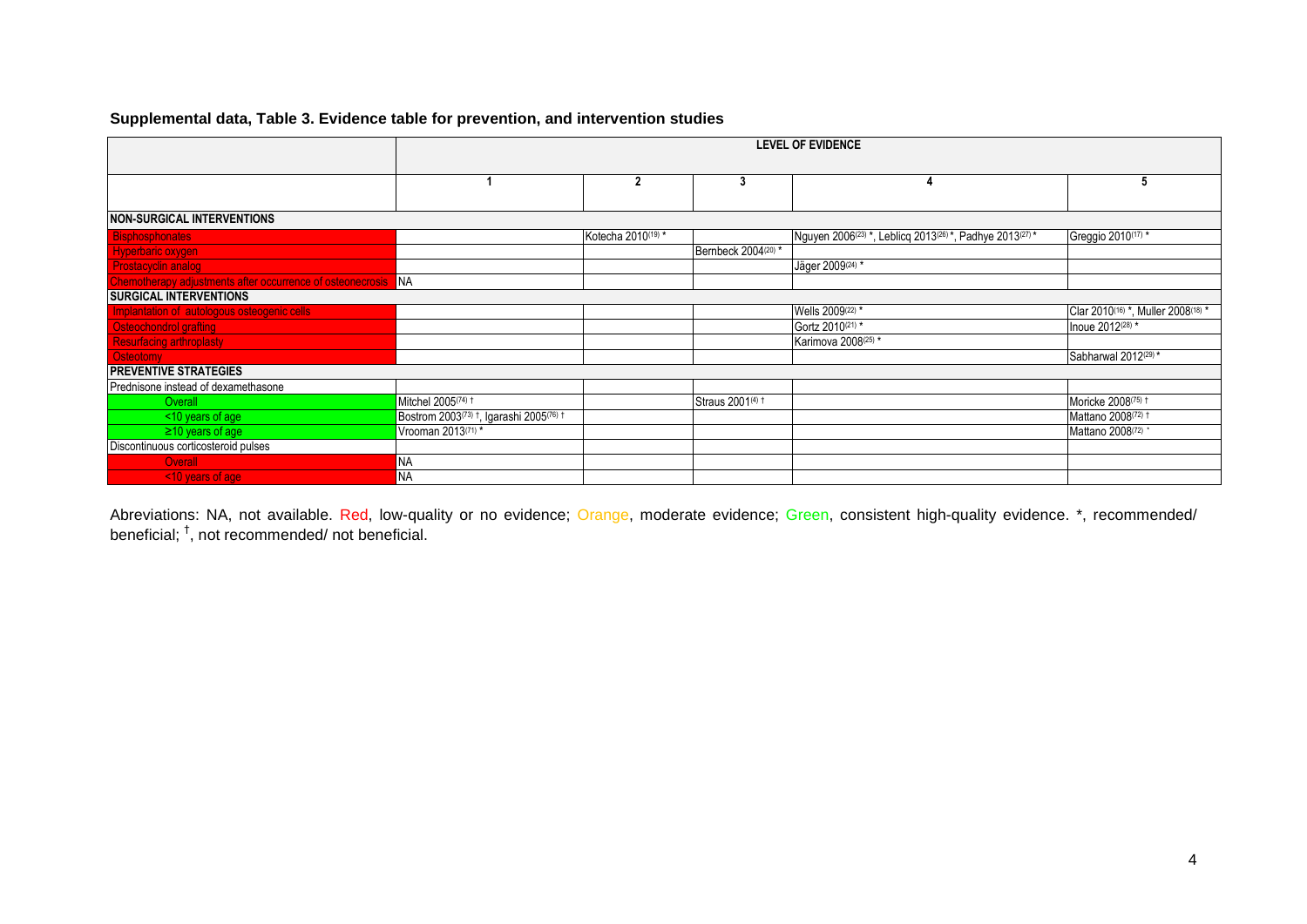**Supplemental data, Table 3. Evidence table for prevention, and intervention studies**

| | LEVEL OF EVIDENCE | | | | |
|---|---|---|---|---|---|
| | 1 | 2 | 3 | 4 | 5 |
| **NON-SURGICAL INTERVENTIONS** | | | | | |
| Bisphosphonates | | Kotecha 2010[19] * | | Nguyen 2006[23] *, Leblicq 2013[26] *, Padhye 2013[27] * | Greggio 2010[17] * |
| Hyperbaric oxygen | | | Bernbeck 2004[20] * | | |
| Prostacyclin analog | | | | Jäger 2009[24] * | |
| Chemotherapy adjustments after occurrence of osteonecrosis | NA | | | | |
| **SURGICAL INTERVENTIONS** | | | | | |
| Implantation of autologous osteogenic cells | | | | Wells 2009[22] * | Clar 2010[16] *, Muller 2008[18] * |
| Osteochondrol grafting | | | | Gortz 2010[21] * | Inoue 2012[28] * |
| Resurfacing arthroplasty | | | | Karimova 2008[25] * | |
| Osteotomy | | | | | Sabharwal 2012[29] * |
| **PREVENTIVE STRATEGIES** | | | | | |
| Prednisone instead of dexamethasone | | | | | |
| Overall | Mitchel 2005[74] † | | Straus 2001[4] † | | Moricke 2008[75] † |
| <10 years of age | Bostrom 2003[73] †, Igarashi 2005[76] † | | | | Mattano 2008[72] † |
| ≥10 years of age | Vrooman 2013[71] * | | | | Mattano 2008[72] * |
| Discontinuous corticosteroid pulses | | | | | |
| Overall | NA | | | | |
| <10 years of age | NA | | | | |

Abreviations: NA, not available. Red, low-quality or no evidence; Orange, moderate evidence; Green, consistent high-quality evidence. *, recommended/ beneficial; †, not recommended/ not beneficial.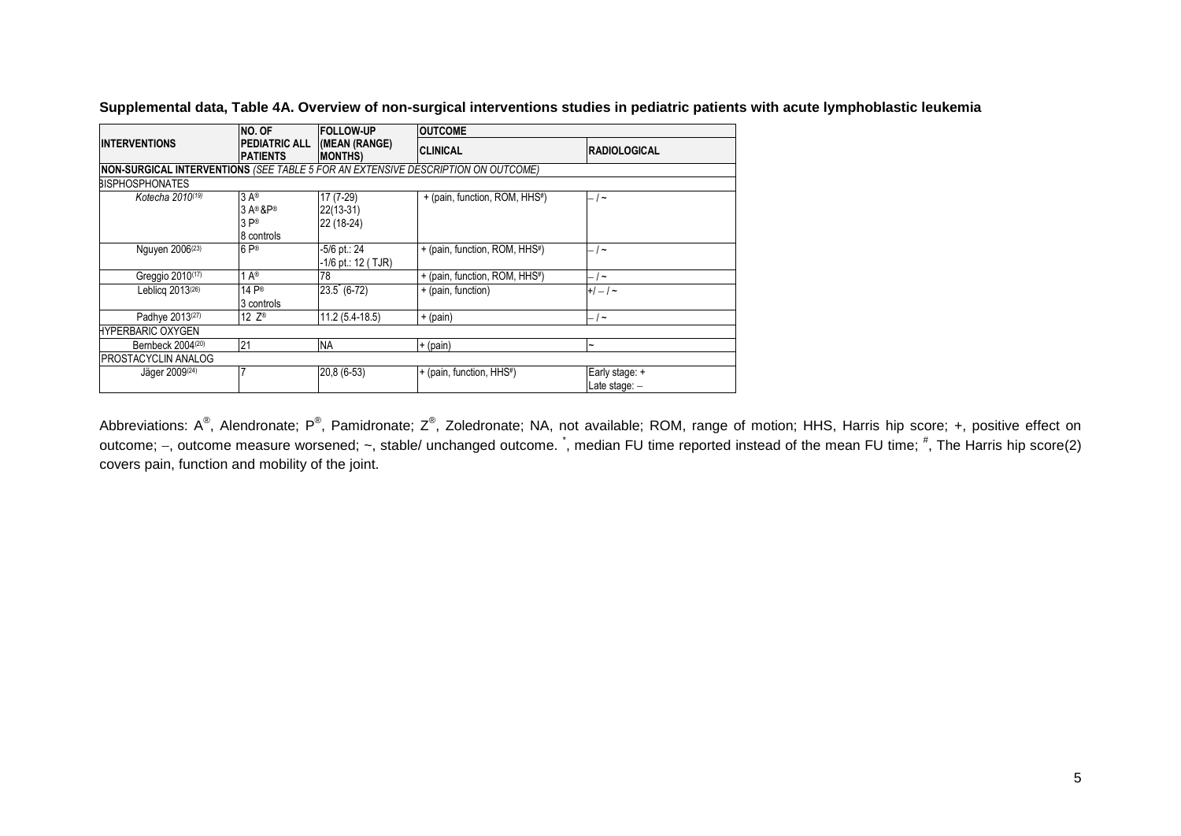**Supplemental data, Table 4A. Overview of non-surgical interventions studies in pediatric patients with acute lymphoblastic leukemia**

| INTERVENTIONS | NO. OF PEDIATRIC ALL PATIENTS | FOLLOW-UP (MEAN (RANGE) MONTHS) | OUTCOME | |
|---|---|---|---|---|
| | | | CLINICAL | RADIOLOGICAL |
| **NON-SURGICAL INTERVENTIONS** *(SEE TABLE 5 FOR AN EXTENSIVE DESCRIPTION ON OUTCOME)* | | | | |
| BISPHOSPHONATES | | | | |
| *Kotecha 2010*[19] | 3 A®<br>3 A® &P®<br>3 P®<br>8 controls | 17 (7-29)<br>22(13-31)<br>22 (18-24) | + (pain, function, ROM, HHS#) | – / ~ |
| Nguyen 2006[23] | 6 P® | -5/6 pt.: 24<br>-1/6 pt.: 12 ( TJR) | + (pain, function, ROM, HHS#) | – / ~ |
| Greggio 2010[17] | 1 A® | 78 | + (pain, function, ROM, HHS#) | – / ~ |
| Leblicq 2013[26] | 14 P®<br>3 controls | 23.5* (6-72) | + (pain, function) | +/ – / ~ |
| Padhye 2013[27] | 12 Z® | 11.2 (5.4-18.5) | + (pain) | – / ~ |
| HYPERBARIC OXYGEN | | | | |
| Bernbeck 2004[20] | 21 | NA | + (pain) | ~ |
| PROSTACYCLIN ANALOG | | | | |
| Jäger 2009[24] | 7 | 20,8 (6-53) | + (pain, function, HHS#) | Early stage: +<br>Late stage: – |

Abbreviations: A®, Alendronate; P®, Pamidronate; Z®, Zoledronate; NA, not available; ROM, range of motion; HHS, Harris hip score; +, positive effect on outcome; –, outcome measure worsened; ~, stable/ unchanged outcome. *, median FU time reported instead of the mean FU time; #, The Harris hip score(2) covers pain, function and mobility of the joint.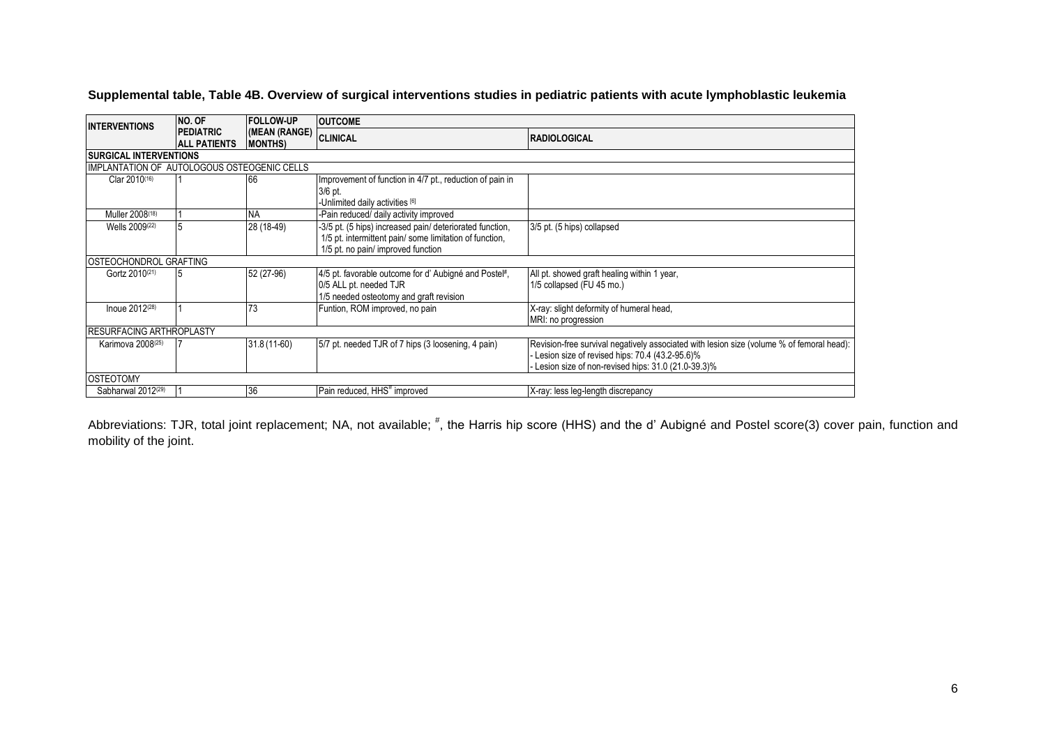**Supplemental table, Table 4B. Overview of surgical interventions studies in pediatric patients with acute lymphoblastic leukemia**

| INTERVENTIONS | NO. OF PEDIATRIC ALL PATIENTS | FOLLOW-UP (MEAN (RANGE) MONTHS) | OUTCOME | |
|---|---|---|---|---|
| | | | CLINICAL | RADIOLOGICAL |
| **SURGICAL INTERVENTIONS** | | | | |
| IMPLANTATION OF AUTOLOGOUS OSTEOGENIC CELLS | | | | |
| Clar 2010[16] | 1 | 66 | Improvement of function in 4/7 pt., reduction of pain in 3/6 pt.<br>-Unlimited daily activities [6] | |
| Muller 2008[18] | 1 | NA | -Pain reduced/ daily activity improved | |
| Wells 2009[22] | 5 | 28 (18-49) | -3/5 pt. (5 hips) increased pain/ deteriorated function,<br>1/5 pt. intermittent pain/ some limitation of function,<br>1/5 pt. no pain/ improved function | 3/5 pt. (5 hips) collapsed |
| OSTEOCHONDROL GRAFTING | | | | |
| Gortz 2010[21] | 5 | 52 (27-96) | 4/5 pt. favorable outcome for d' Aubigné and Postel#,<br>0/5 ALL pt. needed TJR<br>1/5 needed osteotomy and graft revision | All pt. showed graft healing within 1 year,<br>1/5 collapsed (FU 45 mo.) |
| Inoue 2012[28] | 1 | 73 | Funtion, ROM improved, no pain | X-ray: slight deformity of humeral head,<br>MRI: no progression |
| RESURFACING ARTHROPLASTY | | | | |
| Karimova 2008[25] | 7 | 31.8 (11-60) | 5/7 pt. needed TJR of 7 hips (3 loosening, 4 pain) | Revision-free survival negatively associated with lesion size (volume % of femoral head):<br>- Lesion size of revised hips: 70.4 (43.2-95.6)%<br>- Lesion size of non-revised hips: 31.0 (21.0-39.3)% |
| OSTEOTOMY | | | | |
| Sabharwal 2012[29] | 1 | 36 | Pain reduced, HHS# improved | X-ray: less leg-length discrepancy |

Abbreviations: TJR, total joint replacement; NA, not available; #, the Harris hip score (HHS) and the d' Aubigné and Postel score(3) cover pain, function and mobility of the joint.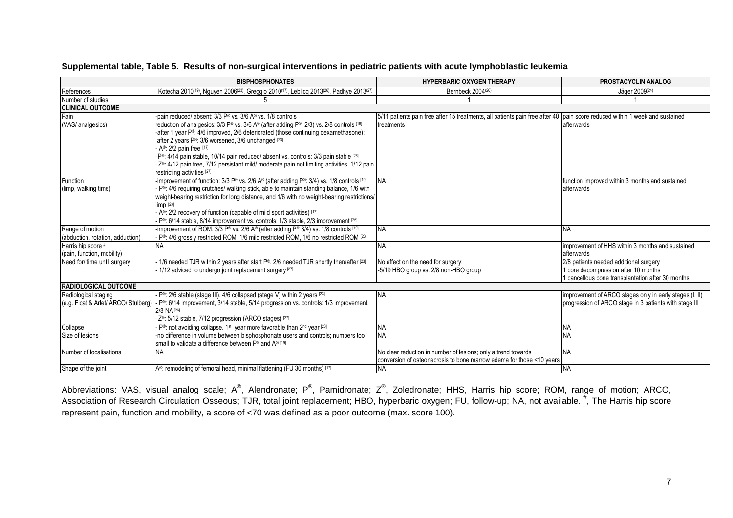**Supplemental table, Table 5. Results of non-surgical interventions in pediatric patients with acute lymphoblastic leukemia**

| | BISPHOSPHONATES | HYPERBARIC OXYGEN THERAPY | PROSTACYCLIN ANALOG |
|---|---|---|---|
| References | Kotecha 2010[19], Nguyen 2006[23], Greggio 2010[17], Leblicq 2013[26], Padhye 2013[27] | Bernbeck 2004[20] | Jäger 2009[24] |
| Number of studies | 5 | 1 | 1 |
| **CLINICAL OUTCOME** | | | |
| Pain (VAS/ analgesics) | -pain reduced/ absent: 3/3 P® vs. 3/6 A® vs. 1/8 controls<br>reduction of analgesics: 3/3 P® vs. 3/6 A® (after adding P®: 2/3) vs. 2/8 controls [19]<br>-after 1 year P®: 4/6 improved, 2/6 deteriorated (those continuing dexamethasone); after 2 years P®: 3/6 worsened, 3/6 unchanged [23]<br>- A®: 2/2 pain free [17]<br>- P®: 4/14 pain stable, 10/14 pain reduced/ absent vs. controls: 3/3 pain stable [26]<br>- Z®: 4/12 pain free, 7/12 persistant mild/ moderate pain not limiting activities, 1/12 pain restricting activities [27] | 5/11 patients pain free after 15 treatments, all patients pain free after 40 treatments | pain score reduced within 1 week and sustained afterwards |
| Function (limp, walking time) | -improvement of function: 3/3 P® vs. 2/6 A® (after adding P®: 3/4) vs. 1/8 controls [19]<br>- P®: 4/6 requiring crutches/ walking stick, able to maintain standing balance, 1/6 with weight-bearing restriction for long distance, and 1/6 with no weight-bearing restrictions/ limp [23]<br>- A®: 2/2 recovery of function (capable of mild sport activities) [17]<br>- P®: 6/14 stable, 8/14 improvement vs. controls: 1/3 stable, 2/3 improvement [26] | NA | function improved within 3 months and sustained afterwards |
| Range of motion (abduction, rotation, adduction) | -improvement of ROM: 3/3 P® vs. 2/6 A® (after adding P®: 3/4) vs. 1/8 controls [19]<br>- P®: 4/6 grossly restricted ROM, 1/6 mild restricted ROM, 1/6 no restricted ROM [23] | NA | NA |
| Harris hip score # (pain, function, mobility) | NA | NA | improvement of HHS within 3 months and sustained afterwards |
| Need for/ time until surgery | - 1/6 needed TJR within 2 years after start P®, 2/6 needed TJR shortly thereafter [23]<br>- 1/12 adviced to undergo joint replacement surgery [27] | No effect on the need for surgery:<br>-5/19 HBO group vs. 2/8 non-HBO group | 2/8 patients needed additional surgery<br>1 core decompression after 10 months<br>1 cancellous bone transplantation after 30 months |
| **RADIOLOGICAL OUTCOME** | | | |
| Radiological staging (e.g. Ficat & Arlet/ ARCO/ Stulberg) | - P®: 2/6 stable (stage III), 4/6 collapsed (stage V) within 2 years [23]<br>- P®: 6/14 improvement, 3/14 stable, 5/14 progression vs. controls: 1/3 improvement, 2/3 NA [26]<br>- Z®: 5/12 stable, 7/12 progression (ARCO stages) [27] | NA | improvement of ARCO stages only in early stages (I, II)<br>progression of ARCO stage in 3 patients with stage III |
| Collapse | - P®: not avoiding collapse. 1st year more favorable than 2nd year [23] | NA | NA |
| Size of lesions | -no difference in volume between bisphosphonate users and controls; numbers too small to validate a difference between P® and A® [19] | NA | NA |
| Number of localisations | NA | No clear reduction in number of lesions; only a trend towards conversion of osteonecrosis to bone marrow edema for those <10 years | NA |
| Shape of the joint | A®: remodeling of femoral head, minimal flattening (FU 30 months) [17] | NA | NA |

Abbreviations: VAS, visual analog scale; A®, Alendronate; P®, Pamidronate; Z®, Zoledronate; HHS, Harris hip score; ROM, range of motion; ARCO, Association of Research Circulation Osseous; TJR, total joint replacement; HBO, hyperbaric oxygen; FU, follow-up; NA, not available. #, The Harris hip score represent pain, function and mobility, a score of <70 was defined as a poor outcome (max. score 100).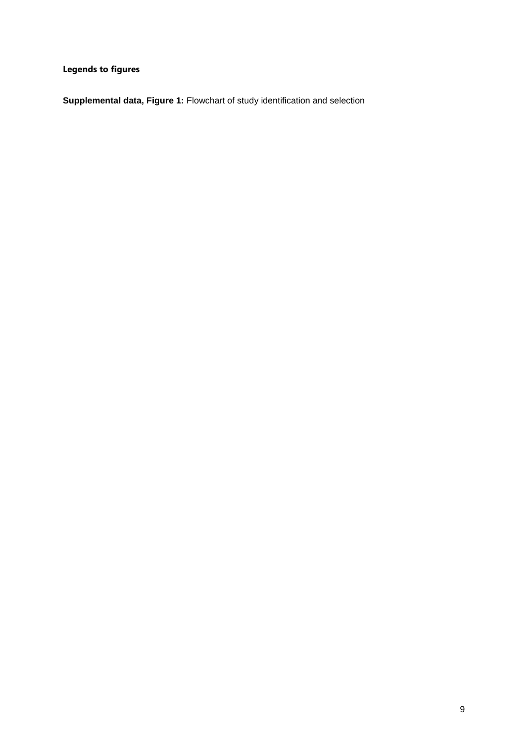**Legends to figures**

**Supplemental data, Figure 1:** Flowchart of study identification and selection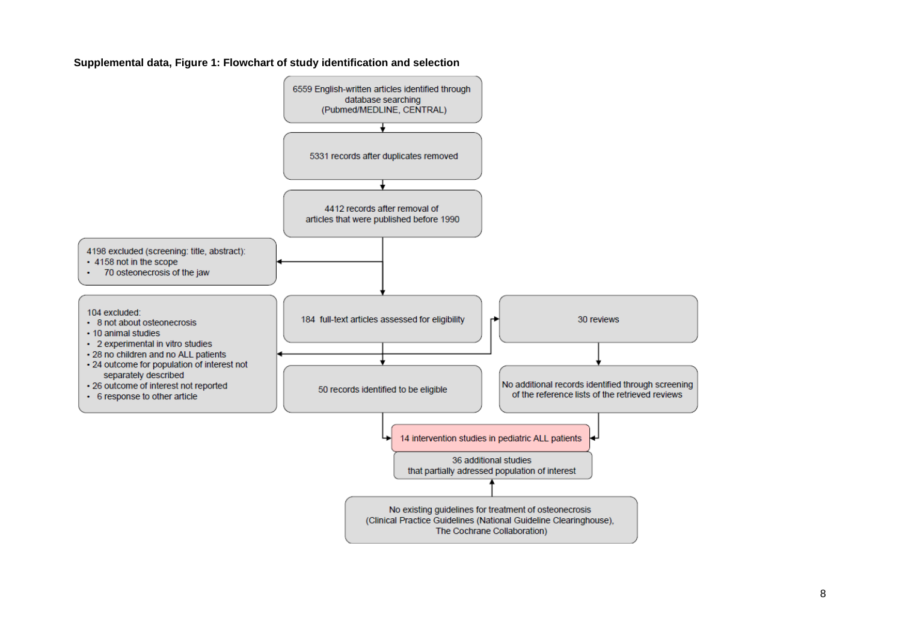**Supplemental data, Figure 1: Flowchart of study identification and selection**

6559 English-written articles identified through database searching (Pubmed/MEDLINE, CENTRAL)

5331 records after duplicates removed

4412 records after removal of articles that were published before 1990

4198 excluded (screening: title, abstract):
- 4158 not in the scope
- 70 osteonecrosis of the jaw

184 full-text articles assessed for eligibility

30 reviews

104 excluded:
- 8 not about osteonecrosis
- 10 animal studies
- 2 experimental in vitro studies
- 28 no children and no ALL patients
- 24 outcome for population of interest not separately described
- 26 outcome of interest not reported
- 6 response to other article

50 records identified to be eligible

No additional records identified through screening of the reference lists of the retrieved reviews

14 intervention studies in pediatric ALL patients

36 additional studies that partially adressed population of interest

No existing guidelines for treatment of osteonecrosis (Clinical Practice Guidelines (National Guideline Clearinghouse), The Cochrane Collaboration)